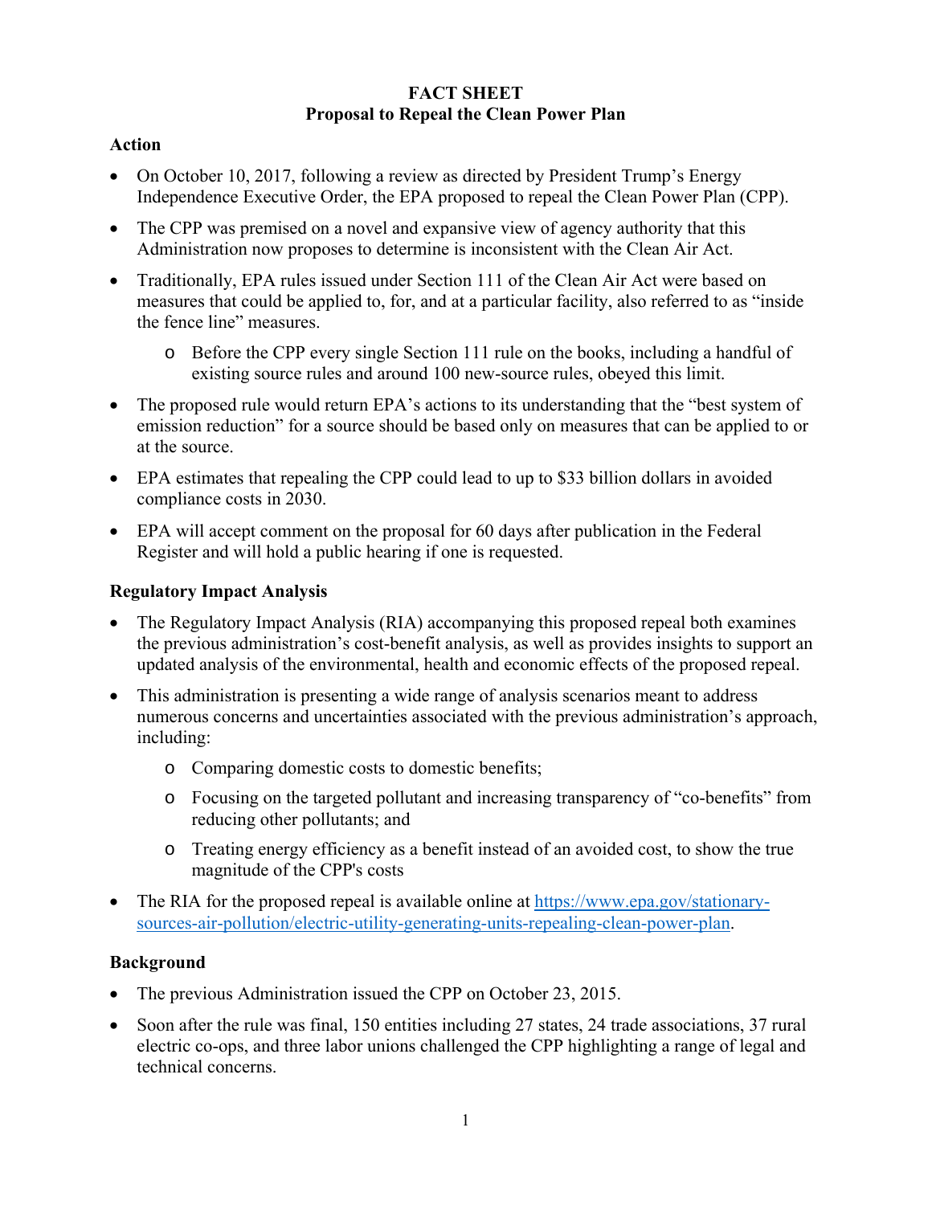**FACT SHEET**
**Proposal to Repeal the Clean Power Plan**

## Action

- On October 10, 2017, following a review as directed by President Trump's Energy Independence Executive Order, the EPA proposed to repeal the Clean Power Plan (CPP).
- The CPP was premised on a novel and expansive view of agency authority that this Administration now proposes to determine is inconsistent with the Clean Air Act.
- Traditionally, EPA rules issued under Section 111 of the Clean Air Act were based on measures that could be applied to, for, and at a particular facility, also referred to as "inside the fence line" measures.
  - Before the CPP every single Section 111 rule on the books, including a handful of existing source rules and around 100 new-source rules, obeyed this limit.
- The proposed rule would return EPA's actions to its understanding that the "best system of emission reduction" for a source should be based only on measures that can be applied to or at the source.
- EPA estimates that repealing the CPP could lead to up to $33 billion dollars in avoided compliance costs in 2030.
- EPA will accept comment on the proposal for 60 days after publication in the Federal Register and will hold a public hearing if one is requested.

## Regulatory Impact Analysis

- The Regulatory Impact Analysis (RIA) accompanying this proposed repeal both examines the previous administration's cost-benefit analysis, as well as provides insights to support an updated analysis of the environmental, health and economic effects of the proposed repeal.
- This administration is presenting a wide range of analysis scenarios meant to address numerous concerns and uncertainties associated with the previous administration's approach, including:
  - Comparing domestic costs to domestic benefits;
  - Focusing on the targeted pollutant and increasing transparency of "co-benefits" from reducing other pollutants; and
  - Treating energy efficiency as a benefit instead of an avoided cost, to show the true magnitude of the CPP's costs
- The RIA for the proposed repeal is available online at [https://www.epa.gov/stationary-sources-air-pollution/electric-utility-generating-units-repealing-clean-power-plan](https://www.epa.gov/stationary-sources-air-pollution/electric-utility-generating-units-repealing-clean-power-plan).

## Background

- The previous Administration issued the CPP on October 23, 2015.
- Soon after the rule was final, 150 entities including 27 states, 24 trade associations, 37 rural electric co-ops, and three labor unions challenged the CPP highlighting a range of legal and technical concerns.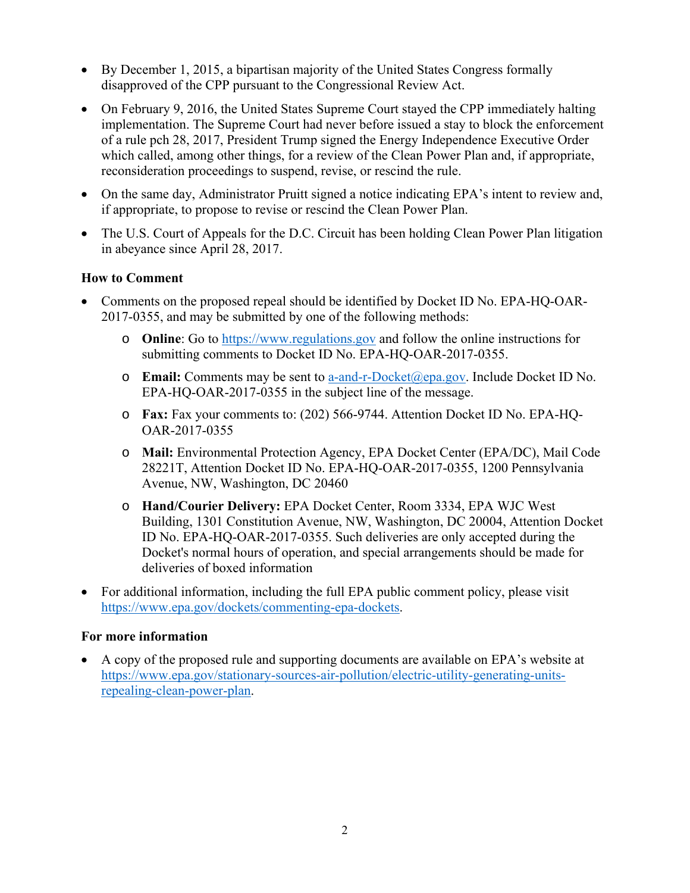- By December 1, 2015, a bipartisan majority of the United States Congress formally disapproved of the CPP pursuant to the Congressional Review Act.
- On February 9, 2016, the United States Supreme Court stayed the CPP immediately halting implementation. The Supreme Court had never before issued a stay to block the enforcement of a rule pch 28, 2017, President Trump signed the Energy Independence Executive Order which called, among other things, for a review of the Clean Power Plan and, if appropriate, reconsideration proceedings to suspend, revise, or rescind the rule.
- On the same day, Administrator Pruitt signed a notice indicating EPA's intent to review and, if appropriate, to propose to revise or rescind the Clean Power Plan.
- The U.S. Court of Appeals for the D.C. Circuit has been holding Clean Power Plan litigation in abeyance since April 28, 2017.

**How to Comment**

- Comments on the proposed repeal should be identified by Docket ID No. EPA-HQ-OAR-2017-0355, and may be submitted by one of the following methods:
  - **Online**: Go to https://www.regulations.gov and follow the online instructions for submitting comments to Docket ID No. EPA-HQ-OAR-2017-0355.
  - **Email:** Comments may be sent to a-and-r-Docket@epa.gov. Include Docket ID No. EPA-HQ-OAR-2017-0355 in the subject line of the message.
  - **Fax:** Fax your comments to: (202) 566-9744. Attention Docket ID No. EPA-HQ-OAR-2017-0355
  - **Mail:** Environmental Protection Agency, EPA Docket Center (EPA/DC), Mail Code 28221T, Attention Docket ID No. EPA-HQ-OAR-2017-0355, 1200 Pennsylvania Avenue, NW, Washington, DC 20460
  - **Hand/Courier Delivery:** EPA Docket Center, Room 3334, EPA WJC West Building, 1301 Constitution Avenue, NW, Washington, DC 20004, Attention Docket ID No. EPA-HQ-OAR-2017-0355. Such deliveries are only accepted during the Docket's normal hours of operation, and special arrangements should be made for deliveries of boxed information
- For additional information, including the full EPA public comment policy, please visit https://www.epa.gov/dockets/commenting-epa-dockets.

**For more information**

- A copy of the proposed rule and supporting documents are available on EPA's website at https://www.epa.gov/stationary-sources-air-pollution/electric-utility-generating-units-repealing-clean-power-plan.